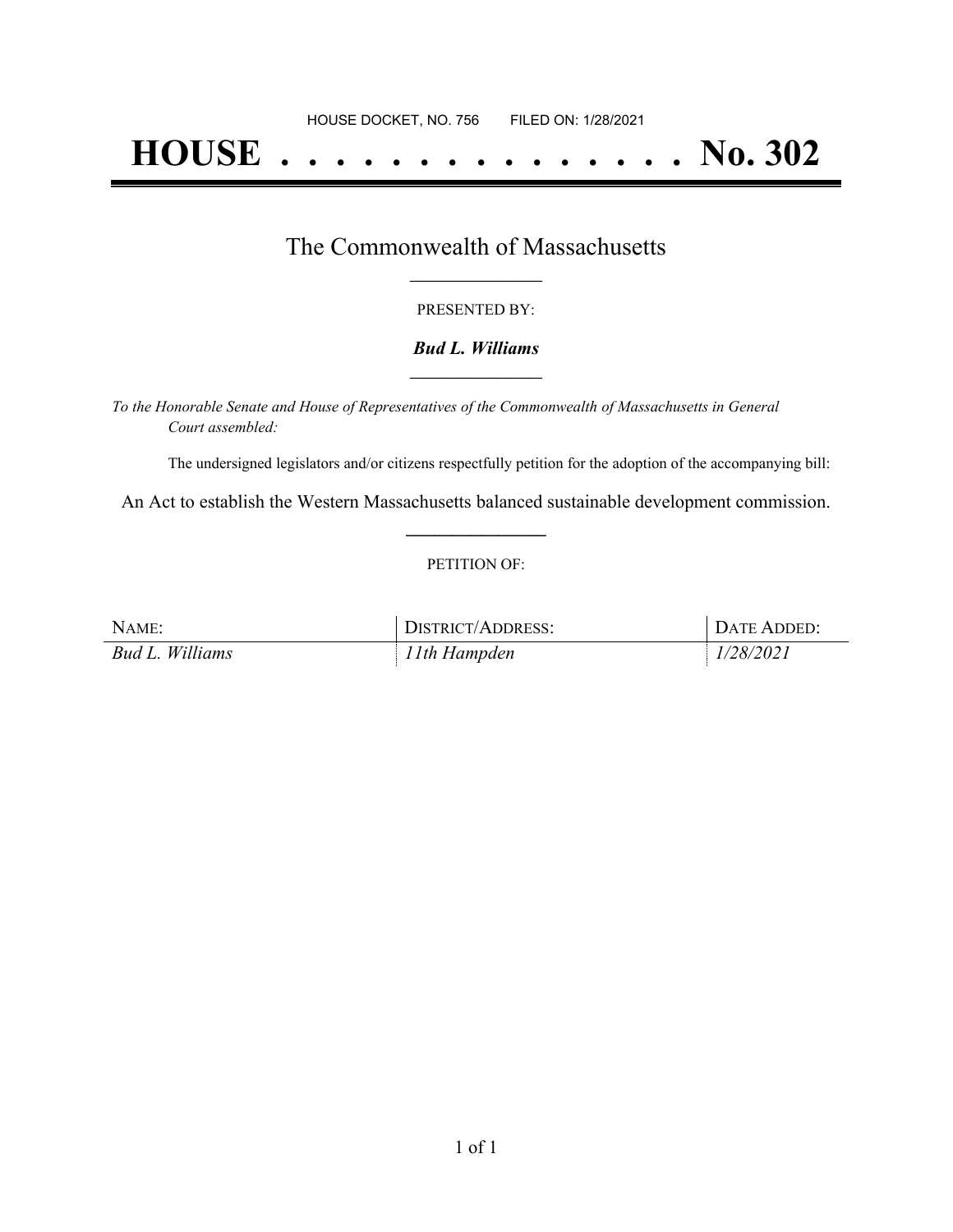HOUSE DOCKET, NO. 756 FILED ON: 1/28/2021

# HOUSE . . . . . . . . . . . . . . . No. 302

## The Commonwealth of Massachusetts

PRESENTED BY:

***Bud L. Williams***

*To the Honorable Senate and House of Representatives of the Commonwealth of Massachusetts in General Court assembled:*

The undersigned legislators and/or citizens respectfully petition for the adoption of the accompanying bill:

An Act to establish the Western Massachusetts balanced sustainable development commission.

PETITION OF:

| NAME: | DISTRICT/ADDRESS: | DATE ADDED: |
|---|---|---|
| *Bud L. Williams* | *11th Hampden* | *1/28/2021* |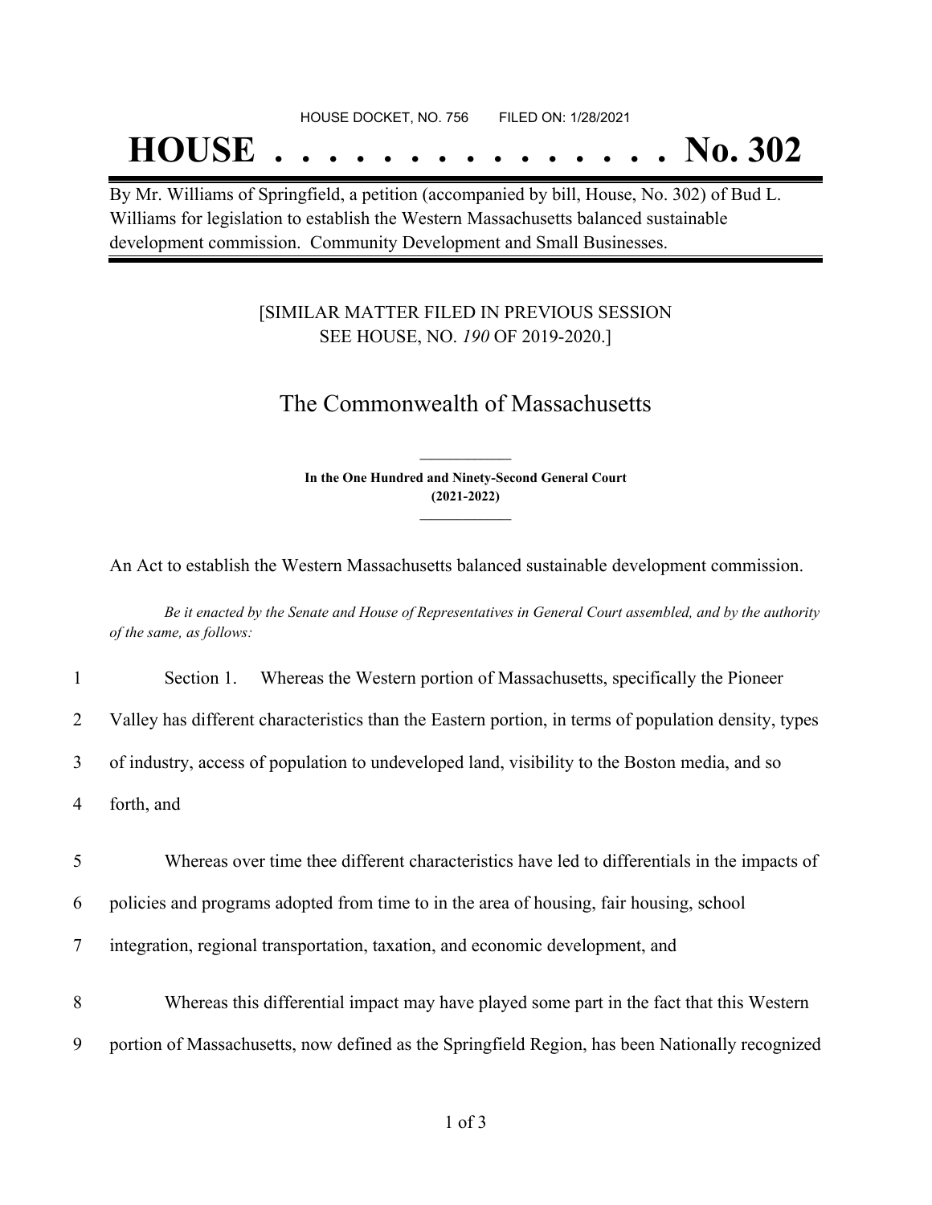HOUSE DOCKET, NO. 756        FILED ON: 1/28/2021

# HOUSE . . . . . . . . . . . . . . . No. 302

By Mr. Williams of Springfield, a petition (accompanied by bill, House, No. 302) of Bud L. Williams for legislation to establish the Western Massachusetts balanced sustainable development commission. Community Development and Small Businesses.

[SIMILAR MATTER FILED IN PREVIOUS SESSION
SEE HOUSE, NO. *190* OF 2019-2020.]

## The Commonwealth of Massachusetts

**In the One Hundred and Ninety-Second General Court
(2021-2022)**

An Act to establish the Western Massachusetts balanced sustainable development commission.

*Be it enacted by the Senate and House of Representatives in General Court assembled, and by the authority of the same, as follows:*

1 Section 1. Whereas the Western portion of Massachusetts, specifically the Pioneer
2 Valley has different characteristics than the Eastern portion, in terms of population density, types
3 of industry, access of population to undeveloped land, visibility to the Boston media, and so
4 forth, and

5 Whereas over time thee different characteristics have led to differentials in the impacts of
6 policies and programs adopted from time to in the area of housing, fair housing, school
7 integration, regional transportation, taxation, and economic development, and

8 Whereas this differential impact may have played some part in the fact that this Western
9 portion of Massachusetts, now defined as the Springfield Region, has been Nationally recognized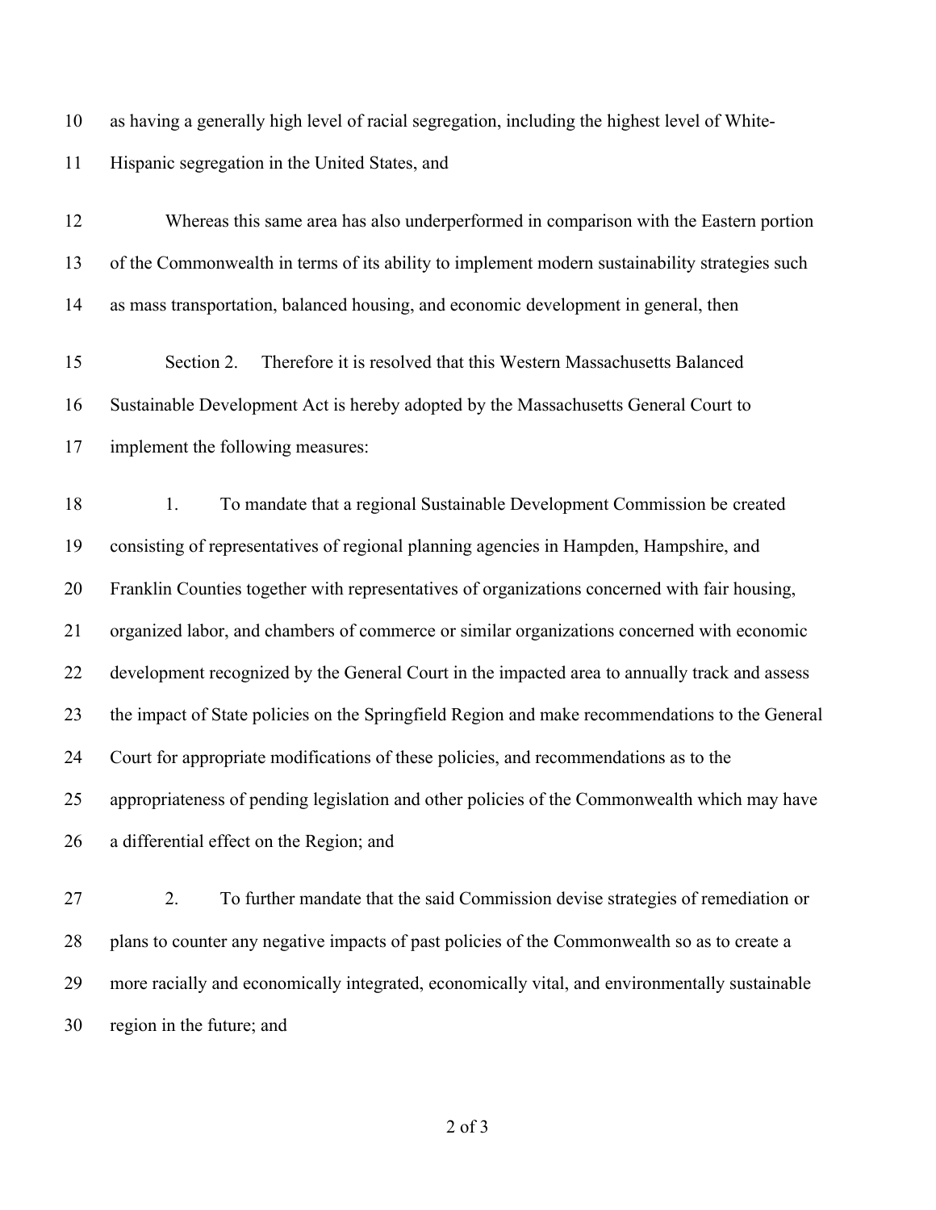as having a generally high level of racial segregation, including the highest level of White-Hispanic segregation in the United States, and

Whereas this same area has also underperformed in comparison with the Eastern portion of the Commonwealth in terms of its ability to implement modern sustainability strategies such as mass transportation, balanced housing, and economic development in general, then

Section 2. Therefore it is resolved that this Western Massachusetts Balanced Sustainable Development Act is hereby adopted by the Massachusetts General Court to implement the following measures:

1. To mandate that a regional Sustainable Development Commission be created consisting of representatives of regional planning agencies in Hampden, Hampshire, and Franklin Counties together with representatives of organizations concerned with fair housing, organized labor, and chambers of commerce or similar organizations concerned with economic development recognized by the General Court in the impacted area to annually track and assess the impact of State policies on the Springfield Region and make recommendations to the General Court for appropriate modifications of these policies, and recommendations as to the appropriateness of pending legislation and other policies of the Commonwealth which may have a differential effect on the Region; and

2. To further mandate that the said Commission devise strategies of remediation or plans to counter any negative impacts of past policies of the Commonwealth so as to create a more racially and economically integrated, economically vital, and environmentally sustainable region in the future; and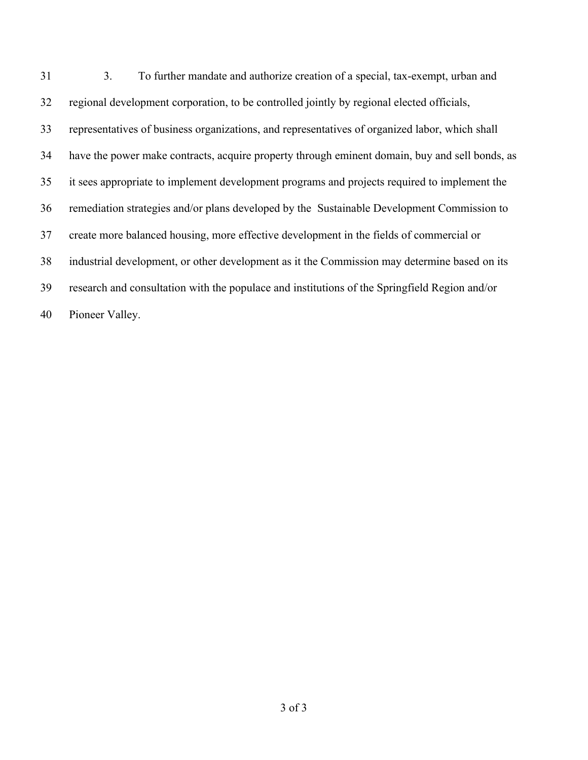3. To further mandate and authorize creation of a special, tax-exempt, urban and regional development corporation, to be controlled jointly by regional elected officials, representatives of business organizations, and representatives of organized labor, which shall have the power make contracts, acquire property through eminent domain, buy and sell bonds, as it sees appropriate to implement development programs and projects required to implement the remediation strategies and/or plans developed by the Sustainable Development Commission to create more balanced housing, more effective development in the fields of commercial or industrial development, or other development as it the Commission may determine based on its research and consultation with the populace and institutions of the Springfield Region and/or Pioneer Valley.